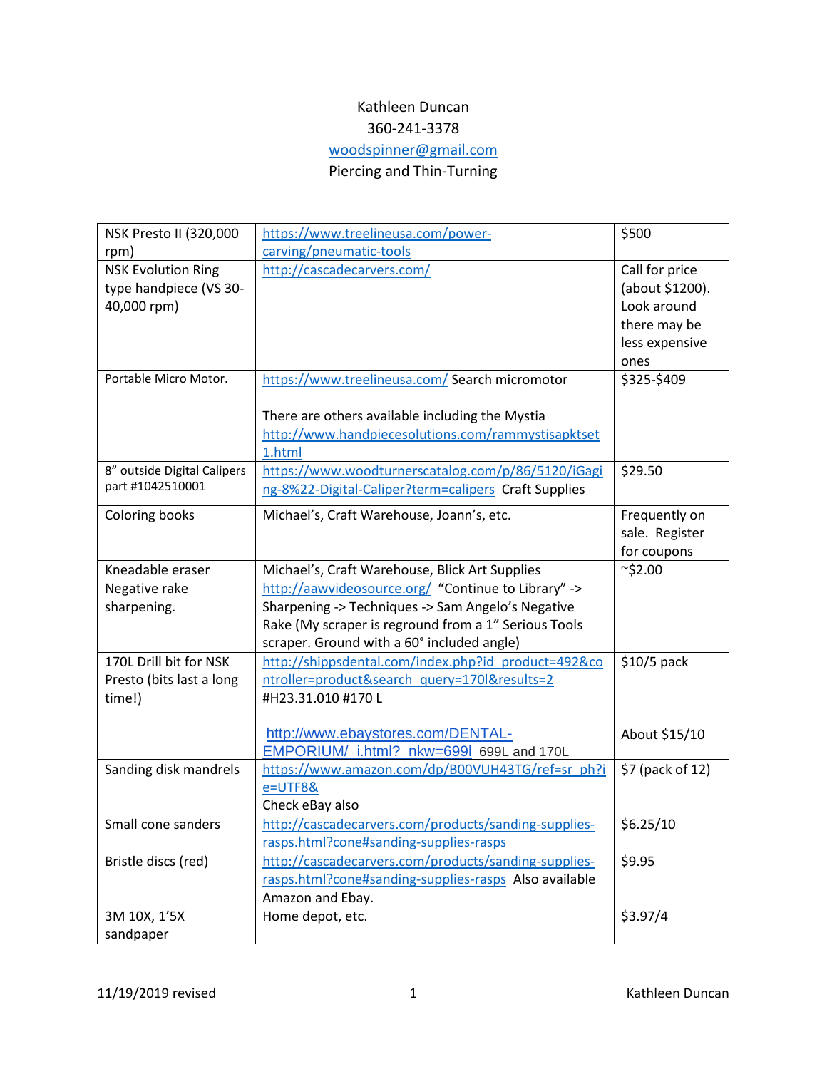Kathleen Duncan
360-241-3378
woodspinner@gmail.com
Piercing and Thin-Turning

| | | |
|---|---|---|
| NSK Presto II (320,000 rpm) | https://www.treelineusa.com/power-carving/pneumatic-tools | $500 |
| NSK Evolution Ring type handpiece (VS 30-40,000 rpm) | http://cascadecarvers.com/ | Call for price (about $1200). Look around there may be less expensive ones |
| Portable Micro Motor. | https://www.treelineusa.com/ Search micromotor<br><br>There are others available including the Mystia http://www.handpiecesolutions.com/rammystisapktset1.html | $325-$409 |
| 8” outside Digital Calipers part #1042510001 | https://www.woodturnerscatalog.com/p/86/5120/iGaging-8%22-Digital-Caliper?term=calipers Craft Supplies | $29.50 |
| Coloring books | Michael’s, Craft Warehouse, Joann’s, etc. | Frequently on sale. Register for coupons |
| Kneadable eraser | Michael’s, Craft Warehouse, Blick Art Supplies | ~$2.00 |
| Negative rake sharpening. | http://aawvideosource.org/ “Continue to Library” -> Sharpening -> Techniques -> Sam Angelo’s Negative Rake (My scraper is reground from a 1” Serious Tools scraper. Ground with a 60° included angle) | |
| 170L Drill bit for NSK Presto (bits last a long time!) | http://shippsdental.com/index.php?id_product=492&controller=product&search_query=170l&results=2 #H23.31.010 #170 L<br><br>http://www.ebaystores.com/DENTAL-EMPORIUM/_i.html?_nkw=699l 699L and 170L | $10/5 pack<br><br>About $15/10 |
| Sanding disk mandrels | https://www.amazon.com/dp/B00VUH43TG/ref=sr_ph?ie=UTF8&<br>Check eBay also | $7 (pack of 12) |
| Small cone sanders | http://cascadecarvers.com/products/sanding-supplies-rasps.html?cone#sanding-supplies-rasps | $6.25/10 |
| Bristle discs (red) | http://cascadecarvers.com/products/sanding-supplies-rasps.html?cone#sanding-supplies-rasps Also available Amazon and Ebay. | $9.95 |
| 3M 10X, 1’5X sandpaper | Home depot, etc. | $3.97/4 |

11/19/2019 revised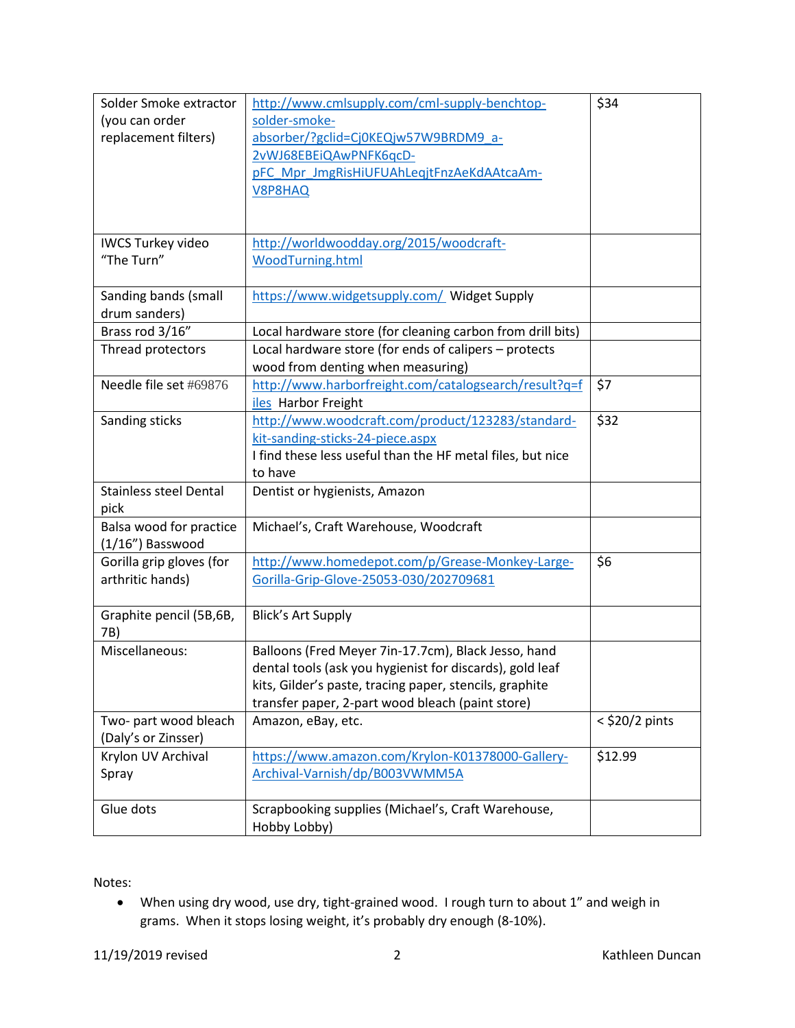| Solder Smoke extractor (you can order replacement filters) | http://www.cmlsupply.com/cml-supply-benchtop-solder-smoke-absorber/?gclid=Cj0KEQjw57W9BRDM9_a-2vWJ68EBEiQAwPNFK6qcD-pFC_Mpr_JmgRisHiUFUAhLeqjtFnzAeKdAAtcaAm-V8P8HAQ | $34 |
|---|---|---|
| IWCS Turkey video "The Turn" | http://worldwoodday.org/2015/woodcraft-WoodTurning.html | |
| Sanding bands (small drum sanders) | https://www.widgetsupply.com/ Widget Supply | |
| Brass rod 3/16" | Local hardware store (for cleaning carbon from drill bits) | |
| Thread protectors | Local hardware store (for ends of calipers – protects wood from denting when measuring) | |
| Needle file set #69876 | http://www.harborfreight.com/catalogsearch/result?q=files Harbor Freight | $7 |
| Sanding sticks | http://www.woodcraft.com/product/123283/standard-kit-sanding-sticks-24-piece.aspx I find these less useful than the HF metal files, but nice to have | $32 |
| Stainless steel Dental pick | Dentist or hygienists, Amazon | |
| Balsa wood for practice (1/16") Basswood | Michael's, Craft Warehouse, Woodcraft | |
| Gorilla grip gloves (for arthritic hands) | http://www.homedepot.com/p/Grease-Monkey-Large-Gorilla-Grip-Glove-25053-030/202709681 | $6 |
| Graphite pencil (5B,6B, 7B) | Blick's Art Supply | |
| Miscellaneous: | Balloons (Fred Meyer 7in-17.7cm), Black Jesso, hand dental tools (ask you hygienist for discards), gold leaf kits, Gilder's paste, tracing paper, stencils, graphite transfer paper, 2-part wood bleach (paint store) | |
| Two- part wood bleach (Daly's or Zinsser) | Amazon, eBay, etc. | < $20/2 pints |
| Krylon UV Archival Spray | https://www.amazon.com/Krylon-K01378000-Gallery-Archival-Varnish/dp/B003VWMM5A | $12.99 |
| Glue dots | Scrapbooking supplies (Michael's, Craft Warehouse, Hobby Lobby) | |

Notes:

- When using dry wood, use dry, tight-grained wood. I rough turn to about 1" and weigh in grams. When it stops losing weight, it's probably dry enough (8-10%).

11/19/2019 revised Kathleen Duncan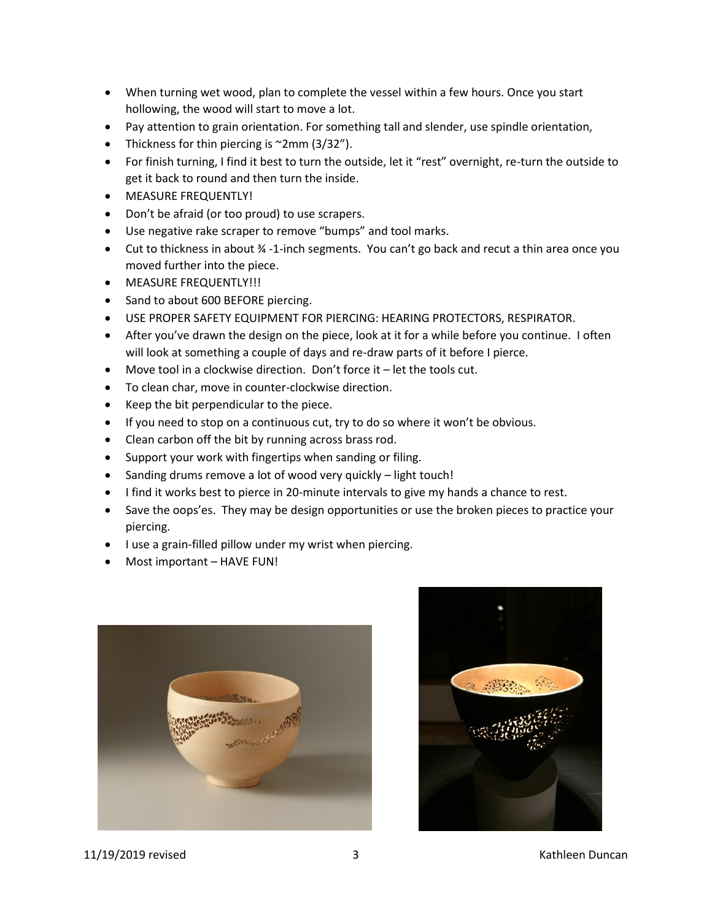- When turning wet wood, plan to complete the vessel within a few hours. Once you start hollowing, the wood will start to move a lot.
- Pay attention to grain orientation. For something tall and slender, use spindle orientation,
- Thickness for thin piercing is ~2mm (3/32").
- For finish turning, I find it best to turn the outside, let it "rest" overnight, re-turn the outside to get it back to round and then turn the inside.
- MEASURE FREQUENTLY!
- Don't be afraid (or too proud) to use scrapers.
- Use negative rake scraper to remove "bumps" and tool marks.
- Cut to thickness in about ¾ -1-inch segments. You can't go back and recut a thin area once you moved further into the piece.
- MEASURE FREQUENTLY!!!
- Sand to about 600 BEFORE piercing.
- USE PROPER SAFETY EQUIPMENT FOR PIERCING: HEARING PROTECTORS, RESPIRATOR.
- After you've drawn the design on the piece, look at it for a while before you continue. I often will look at something a couple of days and re-draw parts of it before I pierce.
- Move tool in a clockwise direction. Don't force it – let the tools cut.
- To clean char, move in counter-clockwise direction.
- Keep the bit perpendicular to the piece.
- If you need to stop on a continuous cut, try to do so where it won't be obvious.
- Clean carbon off the bit by running across brass rod.
- Support your work with fingertips when sanding or filing.
- Sanding drums remove a lot of wood very quickly – light touch!
- I find it works best to pierce in 20-minute intervals to give my hands a chance to rest.
- Save the oops'es. They may be design opportunities or use the broken pieces to practice your piercing.
- I use a grain-filled pillow under my wrist when piercing.
- Most important – HAVE FUN!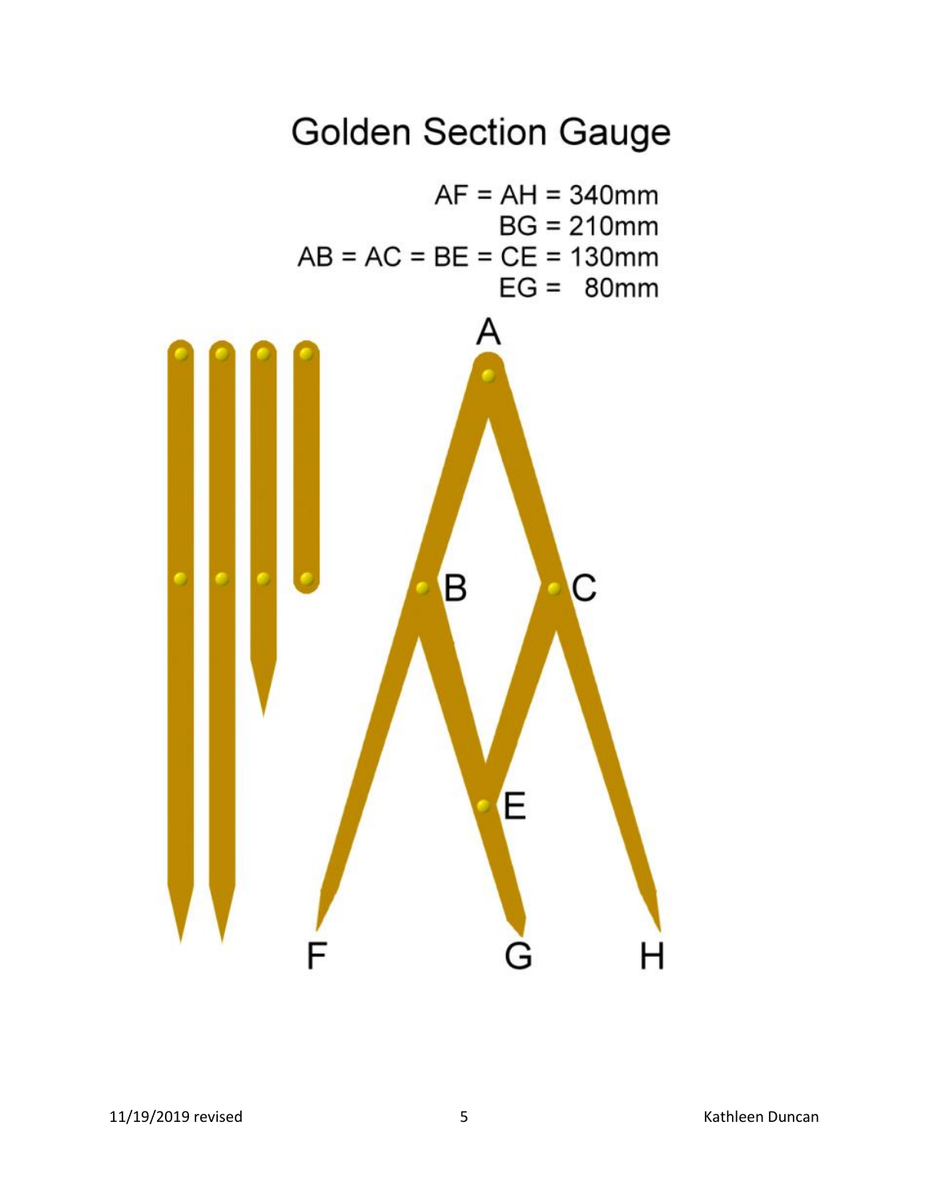# Golden Section Gauge

AF = AH = 340mm
BG = 210mm
AB = AC = BE = CE = 130mm
EG = 80mm

A

B C

E

F G H